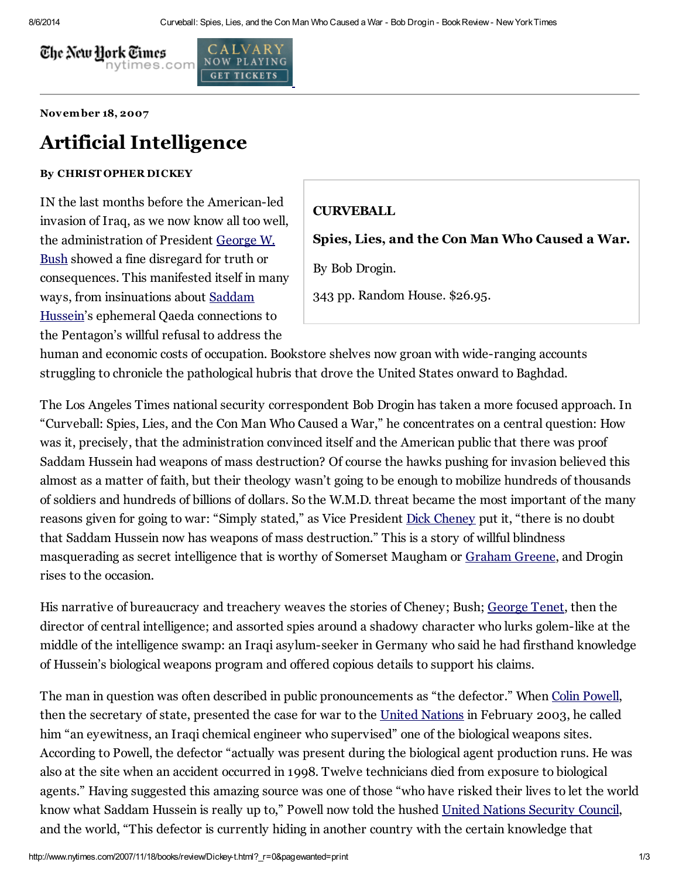November 18, 2007

# Artificial Intelligence

**By CHRISTOPHER DICKEY**

**CURVEBALL**

**Spies, Lies, and the Con Man Who Caused a War.**

By Bob Drogin.

343 pp. Random House. $26.95.

IN the last months before the American-led invasion of Iraq, as we now know all too well, the administration of President George W. Bush showed a fine disregard for truth or consequences. This manifested itself in many ways, from insinuations about Saddam Hussein's ephemeral Qaeda connections to the Pentagon's willful refusal to address the human and economic costs of occupation. Bookstore shelves now groan with wide-ranging accounts struggling to chronicle the pathological hubris that drove the United States onward to Baghdad.

The Los Angeles Times national security correspondent Bob Drogin has taken a more focused approach. In "Curveball: Spies, Lies, and the Con Man Who Caused a War," he concentrates on a central question: How was it, precisely, that the administration convinced itself and the American public that there was proof Saddam Hussein had weapons of mass destruction? Of course the hawks pushing for invasion believed this almost as a matter of faith, but their theology wasn't going to be enough to mobilize hundreds of thousands of soldiers and hundreds of billions of dollars. So the W.M.D. threat became the most important of the many reasons given for going to war: "Simply stated," as Vice President Dick Cheney put it, "there is no doubt that Saddam Hussein now has weapons of mass destruction." This is a story of willful blindness masquerading as secret intelligence that is worthy of Somerset Maugham or Graham Greene, and Drogin rises to the occasion.

His narrative of bureaucracy and treachery weaves the stories of Cheney; Bush; George Tenet, then the director of central intelligence; and assorted spies around a shadowy character who lurks golem-like at the middle of the intelligence swamp: an Iraqi asylum-seeker in Germany who said he had firsthand knowledge of Hussein's biological weapons program and offered copious details to support his claims.

The man in question was often described in public pronouncements as "the defector." When Colin Powell, then the secretary of state, presented the case for war to the United Nations in February 2003, he called him "an eyewitness, an Iraqi chemical engineer who supervised" one of the biological weapons sites. According to Powell, the defector "actually was present during the biological agent production runs. He was also at the site when an accident occurred in 1998. Twelve technicians died from exposure to biological agents." Having suggested this amazing source was one of those "who have risked their lives to let the world know what Saddam Hussein is really up to," Powell now told the hushed United Nations Security Council, and the world, "This defector is currently hiding in another country with the certain knowledge that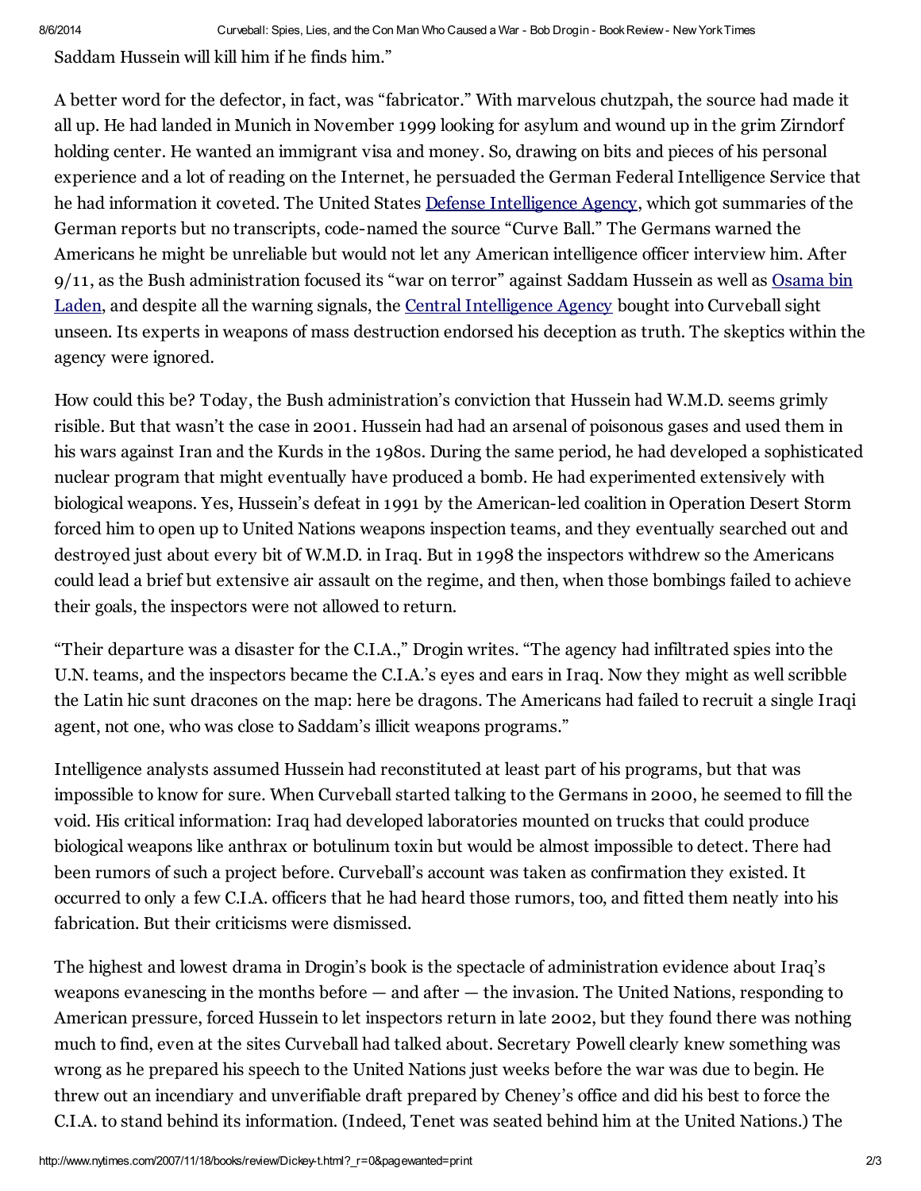Saddam Hussein will kill him if he finds him."

A better word for the defector, in fact, was "fabricator." With marvelous chutzpah, the source had made it all up. He had landed in Munich in November 1999 looking for asylum and wound up in the grim Zirndorf holding center. He wanted an immigrant visa and money. So, drawing on bits and pieces of his personal experience and a lot of reading on the Internet, he persuaded the German Federal Intelligence Service that he had information it coveted. The United States Defense Intelligence Agency, which got summaries of the German reports but no transcripts, code-named the source "Curve Ball." The Germans warned the Americans he might be unreliable but would not let any American intelligence officer interview him. After 9/11, as the Bush administration focused its "war on terror" against Saddam Hussein as well as Osama bin Laden, and despite all the warning signals, the Central Intelligence Agency bought into Curveball sight unseen. Its experts in weapons of mass destruction endorsed his deception as truth. The skeptics within the agency were ignored.

How could this be? Today, the Bush administration's conviction that Hussein had W.M.D. seems grimly risible. But that wasn't the case in 2001. Hussein had had an arsenal of poisonous gases and used them in his wars against Iran and the Kurds in the 1980s. During the same period, he had developed a sophisticated nuclear program that might eventually have produced a bomb. He had experimented extensively with biological weapons. Yes, Hussein's defeat in 1991 by the American-led coalition in Operation Desert Storm forced him to open up to United Nations weapons inspection teams, and they eventually searched out and destroyed just about every bit of W.M.D. in Iraq. But in 1998 the inspectors withdrew so the Americans could lead a brief but extensive air assault on the regime, and then, when those bombings failed to achieve their goals, the inspectors were not allowed to return.

"Their departure was a disaster for the C.I.A.," Drogin writes. "The agency had infiltrated spies into the U.N. teams, and the inspectors became the C.I.A.'s eyes and ears in Iraq. Now they might as well scribble the Latin hic sunt dracones on the map: here be dragons. The Americans had failed to recruit a single Iraqi agent, not one, who was close to Saddam's illicit weapons programs."

Intelligence analysts assumed Hussein had reconstituted at least part of his programs, but that was impossible to know for sure. When Curveball started talking to the Germans in 2000, he seemed to fill the void. His critical information: Iraq had developed laboratories mounted on trucks that could produce biological weapons like anthrax or botulinum toxin but would be almost impossible to detect. There had been rumors of such a project before. Curveball's account was taken as confirmation they existed. It occurred to only a few C.I.A. officers that he had heard those rumors, too, and fitted them neatly into his fabrication. But their criticisms were dismissed.

The highest and lowest drama in Drogin's book is the spectacle of administration evidence about Iraq's weapons evanescing in the months before — and after — the invasion. The United Nations, responding to American pressure, forced Hussein to let inspectors return in late 2002, but they found there was nothing much to find, even at the sites Curveball had talked about. Secretary Powell clearly knew something was wrong as he prepared his speech to the United Nations just weeks before the war was due to begin. He threw out an incendiary and unverifiable draft prepared by Cheney's office and did his best to force the C.I.A. to stand behind its information. (Indeed, Tenet was seated behind him at the United Nations.) The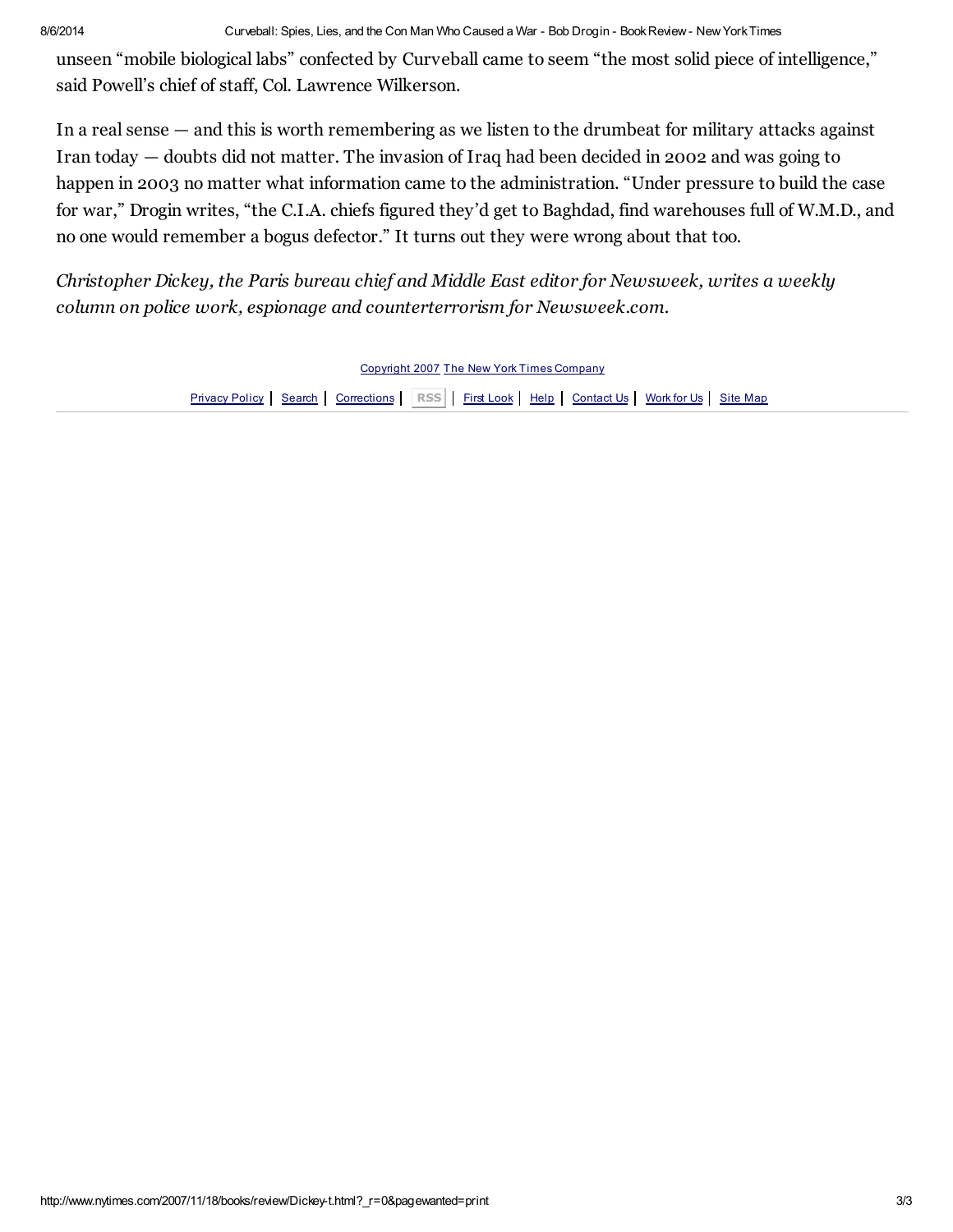unseen “mobile biological labs” confected by Curveball came to seem “the most solid piece of intelligence,” said Powell’s chief of staff, Col. Lawrence Wilkerson.

In a real sense — and this is worth remembering as we listen to the drumbeat for military attacks against Iran today — doubts did not matter. The invasion of Iraq had been decided in 2002 and was going to happen in 2003 no matter what information came to the administration. “Under pressure to build the case for war,” Drogin writes, “the C.I.A. chiefs figured they’d get to Baghdad, find warehouses full of W.M.D., and no one would remember a bogus defector.” It turns out they were wrong about that too.

*Christopher Dickey, the Paris bureau chief and Middle East editor for Newsweek, writes a weekly column on police work, espionage and counterterrorism for Newsweek.com.*

Copyright 2007 The New York Times Company

Privacy Policy | Search | Corrections | RSS | First Look | Help | Contact Us | Work for Us | Site Map